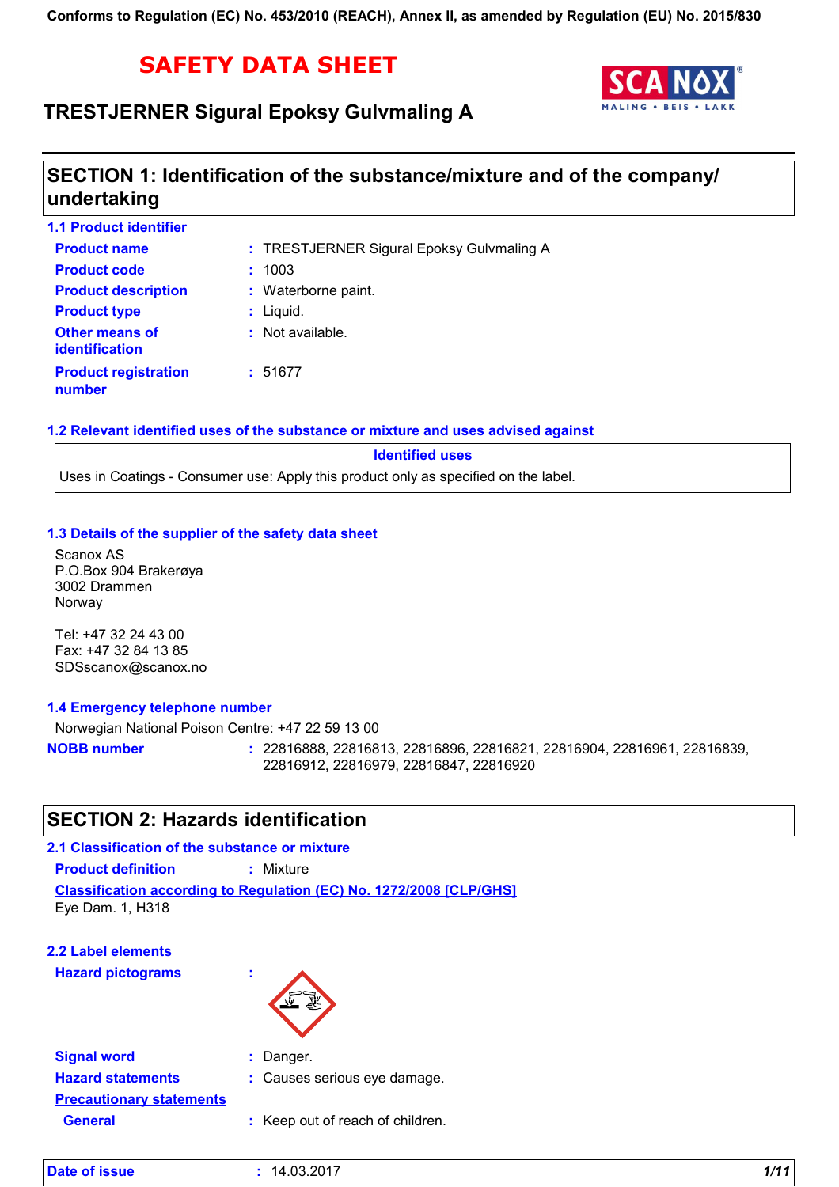Conforms to Regulation (EC) No. 453/2010 (REACH), Annex II, as amended by Regulation (EU) No. 2015/830

# SAFETY DATA SHEET

## TRESTJERNER Sigural Epoksy Gulvmaling A

## SECTION 1: Identification of the substance/mixture and of the company/ undertaking

### 1.1 Product identifier

| | | |
|---|---|---|
| **Product name** | : | TRESTJERNER Sigural Epoksy Gulvmaling A |
| **Product code** | : | 1003 |
| **Product description** | : | Waterborne paint. |
| **Product type** | : | Liquid. |
| **Other means of identification** | : | Not available. |
| **Product registration number** | : | 51677 |

### 1.2 Relevant identified uses of the substance or mixture and uses advised against

| Identified uses |
|---|
| Uses in Coatings - Consumer use: Apply this product only as specified on the label. |

### 1.3 Details of the supplier of the safety data sheet

Scanox AS
P.O.Box 904 Brakerøya
3002 Drammen
Norway

Tel: +47 32 24 43 00
Fax: +47 32 84 13 85
SDSscanox@scanox.no

### 1.4 Emergency telephone number

Norwegian National Poison Centre: +47 22 59 13 00

**NOBB number** : 22816888, 22816813, 22816896, 22816821, 22816904, 22816961, 22816839, 22816912, 22816979, 22816847, 22816920

## SECTION 2: Hazards identification

### 2.1 Classification of the substance or mixture

**Product definition** : Mixture

**Classification according to Regulation (EC) No. 1272/2008 [CLP/GHS]**

Eye Dam. 1, H318

### 2.2 Label elements

**Hazard pictograms** :

**Signal word** : Danger.

**Hazard statements** : Causes serious eye damage.

**Precautionary statements**

**General** : Keep out of reach of children.

**Date of issue** : 14.03.2017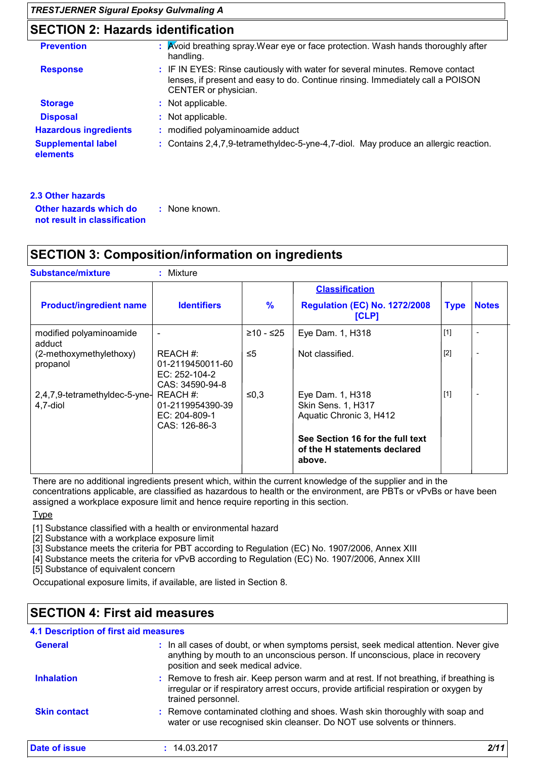## SECTION 2: Hazards identification

**Prevention** : Avoid breathing spray.Wear eye or face protection. Wash hands thoroughly after handling.

**Response** : IF IN EYES: Rinse cautiously with water for several minutes. Remove contact lenses, if present and easy to do. Continue rinsing. Immediately call a POISON CENTER or physician.

**Storage** : Not applicable.

**Disposal** : Not applicable.

**Hazardous ingredients** : modified polyaminoamide adduct

**Supplemental label elements** : Contains 2,4,7,9-tetramethyldec-5-yne-4,7-diol. May produce an allergic reaction.

### 2.3 Other hazards

**Other hazards which do not result in classification** : None known.

## SECTION 3: Composition/information on ingredients

**Substance/mixture** : Mixture

| Product/ingredient name | Identifiers | % | Classification Regulation (EC) No. 1272/2008 [CLP] | Type | Notes |
|---|---|---|---|---|---|
| modified polyaminoamide adduct | - | ≥10 - ≤25 | Eye Dam. 1, H318 | [1] | - |
| (2-methoxymethylethoxy) propanol | REACH #: 01-2119450011-60<br>EC: 252-104-2<br>CAS: 34590-94-8 | ≤5 | Not classified. | [2] | - |
| 2,4,7,9-tetramethyldec-5-yne-4,7-diol | REACH #: 01-2119954390-39<br>EC: 204-809-1<br>CAS: 126-86-3 | ≤0,3 | Eye Dam. 1, H318<br>Skin Sens. 1, H317<br>Aquatic Chronic 3, H412<br><br>**See Section 16 for the full text of the H statements declared above.** | [1] | - |

There are no additional ingredients present which, within the current knowledge of the supplier and in the concentrations applicable, are classified as hazardous to health or the environment, are PBTs or vPvBs or have been assigned a workplace exposure limit and hence require reporting in this section.

Type

[1] Substance classified with a health or environmental hazard
[2] Substance with a workplace exposure limit
[3] Substance meets the criteria for PBT according to Regulation (EC) No. 1907/2006, Annex XIII
[4] Substance meets the criteria for vPvB according to Regulation (EC) No. 1907/2006, Annex XIII
[5] Substance of equivalent concern

Occupational exposure limits, if available, are listed in Section 8.

## SECTION 4: First aid measures

### 4.1 Description of first aid measures

**General** : In all cases of doubt, or when symptoms persist, seek medical attention. Never give anything by mouth to an unconscious person. If unconscious, place in recovery position and seek medical advice.

**Inhalation** : Remove to fresh air. Keep person warm and at rest. If not breathing, if breathing is irregular or if respiratory arrest occurs, provide artificial respiration or oxygen by trained personnel.

**Skin contact** : Remove contaminated clothing and shoes. Wash skin thoroughly with soap and water or use recognised skin cleanser. Do NOT use solvents or thinners.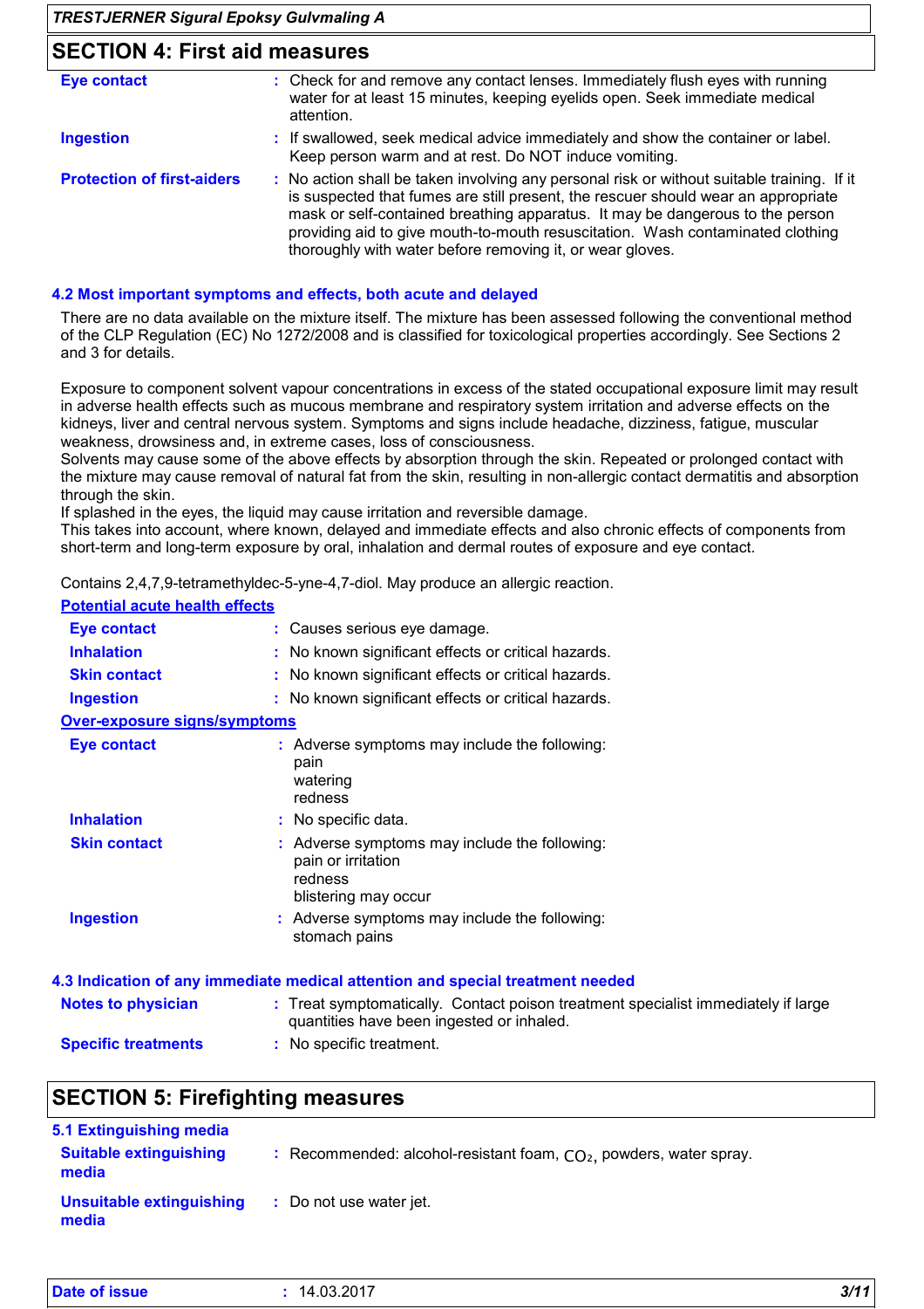## SECTION 4: First aid measures

| | |
|---|---|
| **Eye contact** | Check for and remove any contact lenses. Immediately flush eyes with running water for at least 15 minutes, keeping eyelids open. Seek immediate medical attention. |
| **Ingestion** | If swallowed, seek medical advice immediately and show the container or label. Keep person warm and at rest. Do NOT induce vomiting. |
| **Protection of first-aiders** | No action shall be taken involving any personal risk or without suitable training. If it is suspected that fumes are still present, the rescuer should wear an appropriate mask or self-contained breathing apparatus. It may be dangerous to the person providing aid to give mouth-to-mouth resuscitation. Wash contaminated clothing thoroughly with water before removing it, or wear gloves. |

### 4.2 Most important symptoms and effects, both acute and delayed

There are no data available on the mixture itself. The mixture has been assessed following the conventional method of the CLP Regulation (EC) No 1272/2008 and is classified for toxicological properties accordingly. See Sections 2 and 3 for details.

Exposure to component solvent vapour concentrations in excess of the stated occupational exposure limit may result in adverse health effects such as mucous membrane and respiratory system irritation and adverse effects on the kidneys, liver and central nervous system. Symptoms and signs include headache, dizziness, fatigue, muscular weakness, drowsiness and, in extreme cases, loss of consciousness.
Solvents may cause some of the above effects by absorption through the skin. Repeated or prolonged contact with the mixture may cause removal of natural fat from the skin, resulting in non-allergic contact dermatitis and absorption through the skin.
If splashed in the eyes, the liquid may cause irritation and reversible damage.
This takes into account, where known, delayed and immediate effects and also chronic effects of components from short-term and long-term exposure by oral, inhalation and dermal routes of exposure and eye contact.

Contains 2,4,7,9-tetramethyldec-5-yne-4,7-diol. May produce an allergic reaction.

**Potential acute health effects**

| | |
|---|---|
| **Eye contact** | Causes serious eye damage. |
| **Inhalation** | No known significant effects or critical hazards. |
| **Skin contact** | No known significant effects or critical hazards. |
| **Ingestion** | No known significant effects or critical hazards. |

**Over-exposure signs/symptoms**

| | |
|---|---|
| **Eye contact** | Adverse symptoms may include the following: pain, watering, redness |
| **Inhalation** | No specific data. |
| **Skin contact** | Adverse symptoms may include the following: pain or irritation, redness, blistering may occur |
| **Ingestion** | Adverse symptoms may include the following: stomach pains |

### 4.3 Indication of any immediate medical attention and special treatment needed

| | |
|---|---|
| **Notes to physician** | Treat symptomatically. Contact poison treatment specialist immediately if large quantities have been ingested or inhaled. |
| **Specific treatments** | No specific treatment. |

## SECTION 5: Firefighting measures

### 5.1 Extinguishing media

| | |
|---|---|
| **Suitable extinguishing media** | Recommended: alcohol-resistant foam, $CO_2$, powders, water spray. |
| **Unsuitable extinguishing media** | Do not use water jet. |

**Date of issue** : 14.03.2017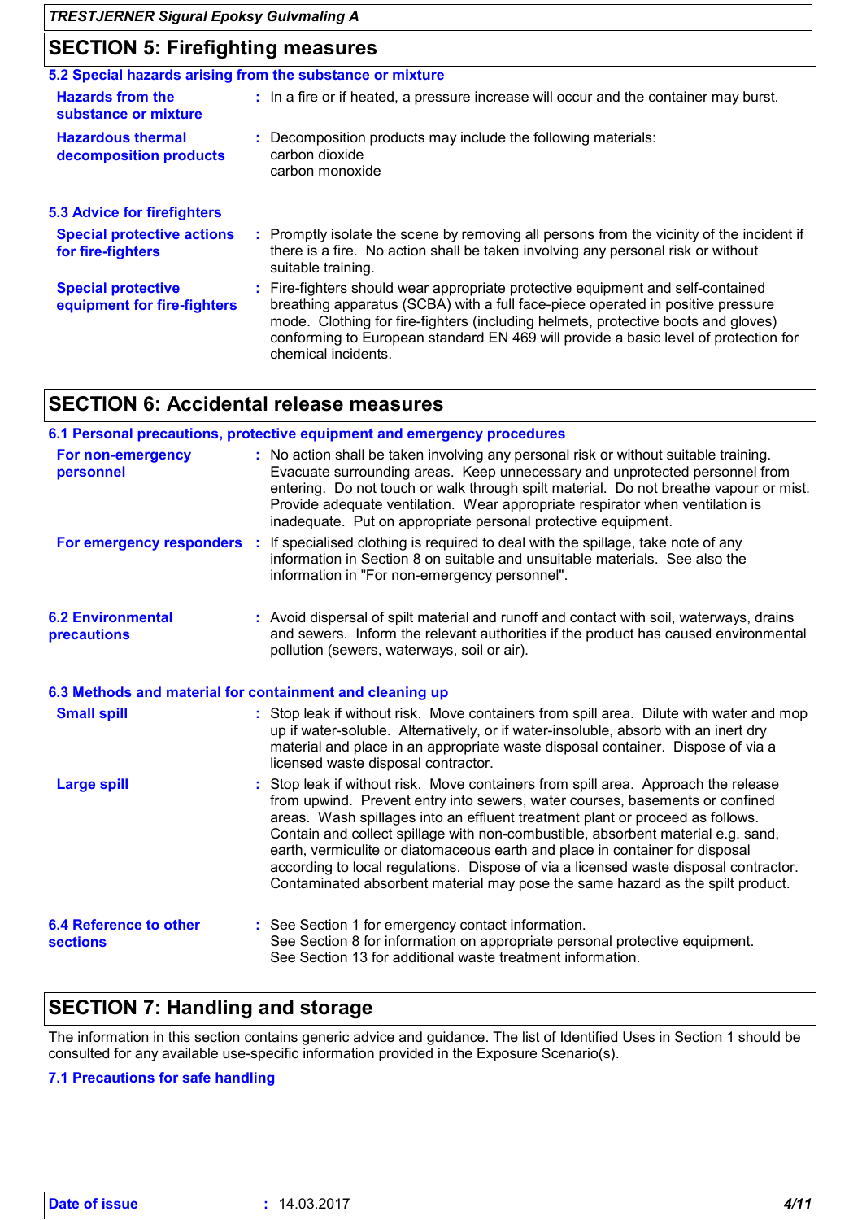## SECTION 5: Firefighting measures

### 5.2 Special hazards arising from the substance or mixture

**Hazards from the substance or mixture** : In a fire or if heated, a pressure increase will occur and the container may burst.

**Hazardous thermal decomposition products** : Decomposition products may include the following materials:
carbon dioxide
carbon monoxide

### 5.3 Advice for firefighters

**Special protective actions for fire-fighters** : Promptly isolate the scene by removing all persons from the vicinity of the incident if there is a fire. No action shall be taken involving any personal risk or without suitable training.

**Special protective equipment for fire-fighters** : Fire-fighters should wear appropriate protective equipment and self-contained breathing apparatus (SCBA) with a full face-piece operated in positive pressure mode. Clothing for fire-fighters (including helmets, protective boots and gloves) conforming to European standard EN 469 will provide a basic level of protection for chemical incidents.

## SECTION 6: Accidental release measures

### 6.1 Personal precautions, protective equipment and emergency procedures

**For non-emergency personnel** : No action shall be taken involving any personal risk or without suitable training. Evacuate surrounding areas. Keep unnecessary and unprotected personnel from entering. Do not touch or walk through spilt material. Do not breathe vapour or mist. Provide adequate ventilation. Wear appropriate respirator when ventilation is inadequate. Put on appropriate personal protective equipment.

**For emergency responders** : If specialised clothing is required to deal with the spillage, take note of any information in Section 8 on suitable and unsuitable materials. See also the information in "For non-emergency personnel".

**6.2 Environmental precautions** : Avoid dispersal of spilt material and runoff and contact with soil, waterways, drains and sewers. Inform the relevant authorities if the product has caused environmental pollution (sewers, waterways, soil or air).

### 6.3 Methods and material for containment and cleaning up

**Small spill** : Stop leak if without risk. Move containers from spill area. Dilute with water and mop up if water-soluble. Alternatively, or if water-insoluble, absorb with an inert dry material and place in an appropriate waste disposal container. Dispose of via a licensed waste disposal contractor.

**Large spill** : Stop leak if without risk. Move containers from spill area. Approach the release from upwind. Prevent entry into sewers, water courses, basements or confined areas. Wash spillages into an effluent treatment plant or proceed as follows. Contain and collect spillage with non-combustible, absorbent material e.g. sand, earth, vermiculite or diatomaceous earth and place in container for disposal according to local regulations. Dispose of via a licensed waste disposal contractor. Contaminated absorbent material may pose the same hazard as the spilt product.

**6.4 Reference to other sections** : See Section 1 for emergency contact information.
See Section 8 for information on appropriate personal protective equipment.
See Section 13 for additional waste treatment information.

## SECTION 7: Handling and storage

The information in this section contains generic advice and guidance. The list of Identified Uses in Section 1 should be consulted for any available use-specific information provided in the Exposure Scenario(s).

### 7.1 Precautions for safe handling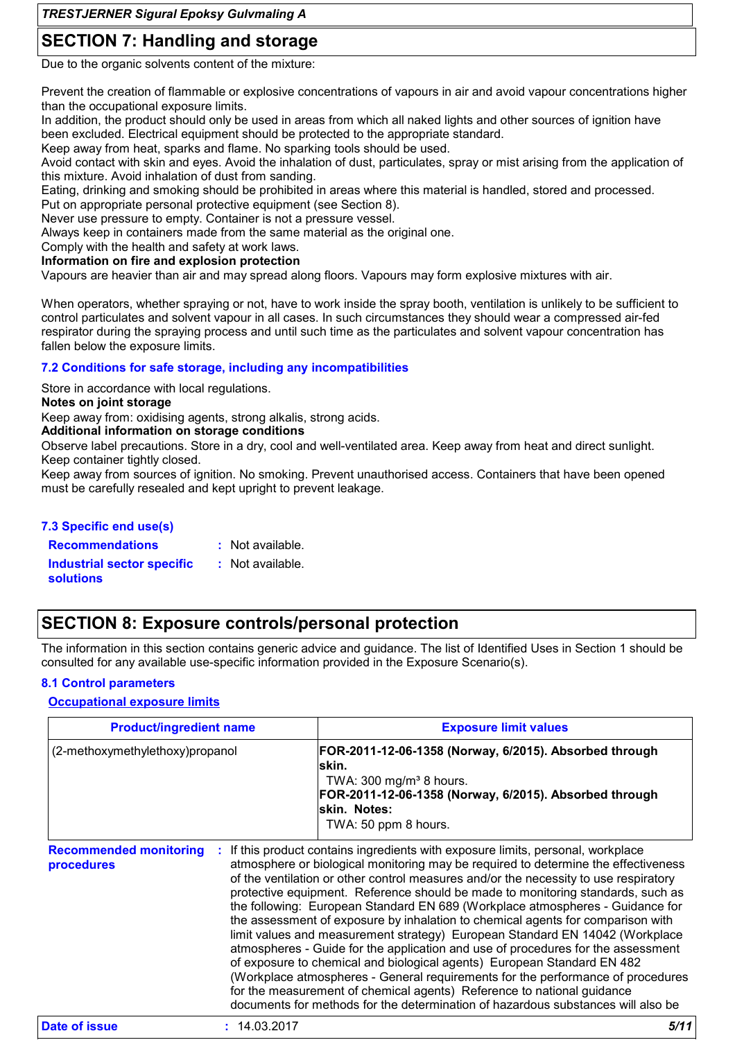## SECTION 7: Handling and storage

Due to the organic solvents content of the mixture:

Prevent the creation of flammable or explosive concentrations of vapours in air and avoid vapour concentrations higher than the occupational exposure limits.
In addition, the product should only be used in areas from which all naked lights and other sources of ignition have been excluded. Electrical equipment should be protected to the appropriate standard.
Keep away from heat, sparks and flame. No sparking tools should be used.
Avoid contact with skin and eyes. Avoid the inhalation of dust, particulates, spray or mist arising from the application of this mixture. Avoid inhalation of dust from sanding.
Eating, drinking and smoking should be prohibited in areas where this material is handled, stored and processed.
Put on appropriate personal protective equipment (see Section 8).
Never use pressure to empty. Container is not a pressure vessel.
Always keep in containers made from the same material as the original one.
Comply with the health and safety at work laws.
**Information on fire and explosion protection**
Vapours are heavier than air and may spread along floors. Vapours may form explosive mixtures with air.

When operators, whether spraying or not, have to work inside the spray booth, ventilation is unlikely to be sufficient to control particulates and solvent vapour in all cases. In such circumstances they should wear a compressed air-fed respirator during the spraying process and until such time as the particulates and solvent vapour concentration has fallen below the exposure limits.

### 7.2 Conditions for safe storage, including any incompatibilities

Store in accordance with local regulations.
**Notes on joint storage**
Keep away from: oxidising agents, strong alkalis, strong acids.
**Additional information on storage conditions**
Observe label precautions. Store in a dry, cool and well-ventilated area. Keep away from heat and direct sunlight. Keep container tightly closed.
Keep away from sources of ignition. No smoking. Prevent unauthorised access. Containers that have been opened must be carefully resealed and kept upright to prevent leakage.

### 7.3 Specific end use(s)

**Recommendations** : Not available.

**Industrial sector specific solutions** : Not available.

## SECTION 8: Exposure controls/personal protection

The information in this section contains generic advice and guidance. The list of Identified Uses in Section 1 should be consulted for any available use-specific information provided in the Exposure Scenario(s).

### 8.1 Control parameters

**Occupational exposure limits**

| Product/ingredient name | Exposure limit values |
|---|---|
| (2-methoxymethylethoxy)propanol | **FOR-2011-12-06-1358 (Norway, 6/2015). Absorbed through skin.** TWA: 300 mg/m³ 8 hours. **FOR-2011-12-06-1358 (Norway, 6/2015). Absorbed through skin. Notes:** TWA: 50 ppm 8 hours. |

**Recommended monitoring procedures** : If this product contains ingredients with exposure limits, personal, workplace atmosphere or biological monitoring may be required to determine the effectiveness of the ventilation or other control measures and/or the necessity to use respiratory protective equipment. Reference should be made to monitoring standards, such as the following: European Standard EN 689 (Workplace atmospheres - Guidance for the assessment of exposure by inhalation to chemical agents for comparison with limit values and measurement strategy) European Standard EN 14042 (Workplace atmospheres - Guide for the application and use of procedures for the assessment of exposure to chemical and biological agents) European Standard EN 482 (Workplace atmospheres - General requirements for the performance of procedures for the measurement of chemical agents) Reference to national guidance documents for methods for the determination of hazardous substances will also be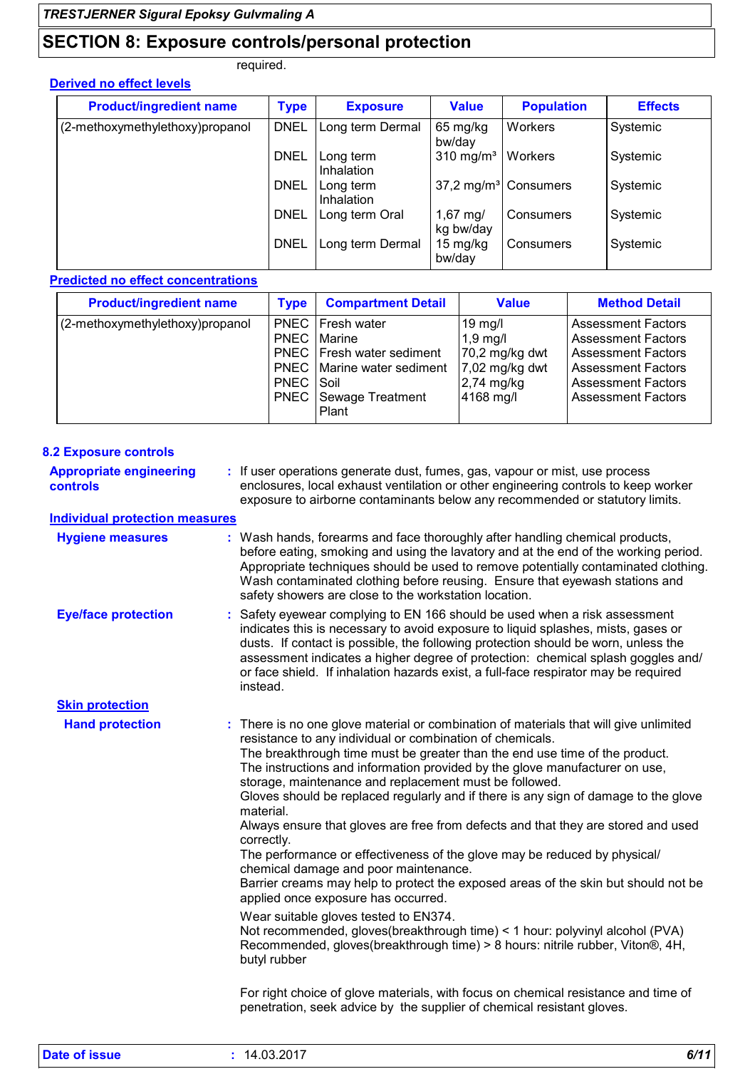## SECTION 8: Exposure controls/personal protection

required.

**Derived no effect levels**

| Product/ingredient name | Type | Exposure | Value | Population | Effects |
|---|---|---|---|---|---|
| (2-methoxymethylethoxy)propanol | DNEL | Long term Dermal | 65 mg/kg bw/day | Workers | Systemic |
| | DNEL | Long term Inhalation | 310 mg/m³ | Workers | Systemic |
| | DNEL | Long term Inhalation | 37,2 mg/m³ | Consumers | Systemic |
| | DNEL | Long term Oral | 1,67 mg/kg bw/day | Consumers | Systemic |
| | DNEL | Long term Dermal | 15 mg/kg bw/day | Consumers | Systemic |

**Predicted no effect concentrations**

| Product/ingredient name | Type | Compartment Detail | Value | Method Detail |
|---|---|---|---|---|
| (2-methoxymethylethoxy)propanol | PNEC | Fresh water | 19 mg/l | Assessment Factors |
| | PNEC | Marine | 1,9 mg/l | Assessment Factors |
| | PNEC | Fresh water sediment | 70,2 mg/kg dwt | Assessment Factors |
| | PNEC | Marine water sediment | 7,02 mg/kg dwt | Assessment Factors |
| | PNEC | Soil | 2,74 mg/kg | Assessment Factors |
| | PNEC | Sewage Treatment Plant | 4168 mg/l | Assessment Factors |

### 8.2 Exposure controls

**Appropriate engineering controls** : If user operations generate dust, fumes, gas, vapour or mist, use process enclosures, local exhaust ventilation or other engineering controls to keep worker exposure to airborne contaminants below any recommended or statutory limits.

**Individual protection measures**

**Hygiene measures** : Wash hands, forearms and face thoroughly after handling chemical products, before eating, smoking and using the lavatory and at the end of the working period. Appropriate techniques should be used to remove potentially contaminated clothing. Wash contaminated clothing before reusing. Ensure that eyewash stations and safety showers are close to the workstation location.

**Eye/face protection** : Safety eyewear complying to EN 166 should be used when a risk assessment indicates this is necessary to avoid exposure to liquid splashes, mists, gases or dusts. If contact is possible, the following protection should be worn, unless the assessment indicates a higher degree of protection: chemical splash goggles and/or face shield. If inhalation hazards exist, a full-face respirator may be required instead.

**Skin protection**

**Hand protection** : There is no one glove material or combination of materials that will give unlimited resistance to any individual or combination of chemicals.
The breakthrough time must be greater than the end use time of the product.
The instructions and information provided by the glove manufacturer on use, storage, maintenance and replacement must be followed.
Gloves should be replaced regularly and if there is any sign of damage to the glove material.
Always ensure that gloves are free from defects and that they are stored and used correctly.
The performance or effectiveness of the glove may be reduced by physical/chemical damage and poor maintenance.
Barrier creams may help to protect the exposed areas of the skin but should not be applied once exposure has occurred.

Wear suitable gloves tested to EN374.
Not recommended, gloves(breakthrough time) < 1 hour: polyvinyl alcohol (PVA)
Recommended, gloves(breakthrough time) > 8 hours: nitrile rubber, Viton®, 4H, butyl rubber

For right choice of glove materials, with focus on chemical resistance and time of penetration, seek advice by the supplier of chemical resistant gloves.

**Date of issue** : 14.03.2017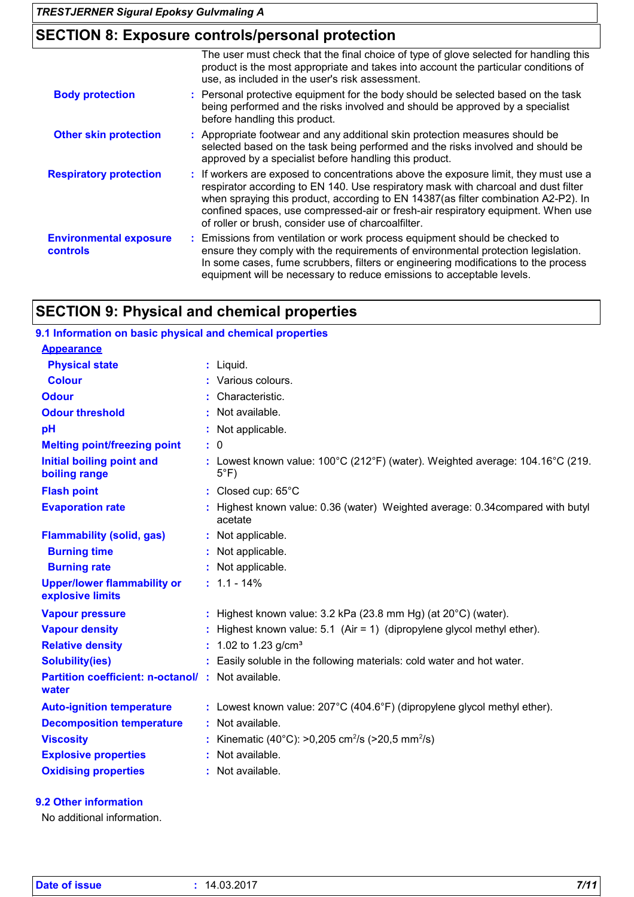## SECTION 8: Exposure controls/personal protection

The user must check that the final choice of type of glove selected for handling this product is the most appropriate and takes into account the particular conditions of use, as included in the user's risk assessment.

**Body protection** : Personal protective equipment for the body should be selected based on the task being performed and the risks involved and should be approved by a specialist before handling this product.

**Other skin protection** : Appropriate footwear and any additional skin protection measures should be selected based on the task being performed and the risks involved and should be approved by a specialist before handling this product.

**Respiratory protection** : If workers are exposed to concentrations above the exposure limit, they must use a respirator according to EN 140. Use respiratory mask with charcoal and dust filter when spraying this product, according to EN 14387(as filter combination A2-P2). In confined spaces, use compressed-air or fresh-air respiratory equipment. When use of roller or brush, consider use of charcoalfilter.

**Environmental exposure controls** : Emissions from ventilation or work process equipment should be checked to ensure they comply with the requirements of environmental protection legislation. In some cases, fume scrubbers, filters or engineering modifications to the process equipment will be necessary to reduce emissions to acceptable levels.

## SECTION 9: Physical and chemical properties

### 9.1 Information on basic physical and chemical properties

**Appearance**

| | |
|---|---|
| **Physical state** | Liquid. |
| **Colour** | Various colours. |
| **Odour** | Characteristic. |
| **Odour threshold** | Not available. |
| **pH** | Not applicable. |
| **Melting point/freezing point** | 0 |
| **Initial boiling point and boiling range** | Lowest known value: 100°C (212°F) (water). Weighted average: 104.16°C (219.5°F) |
| **Flash point** | Closed cup: 65°C |
| **Evaporation rate** | Highest known value: 0.36 (water) Weighted average: 0.34compared with butyl acetate |
| **Flammability (solid, gas)** | Not applicable. |
| **Burning time** | Not applicable. |
| **Burning rate** | Not applicable. |
| **Upper/lower flammability or explosive limits** | 1.1 - 14% |
| **Vapour pressure** | Highest known value: 3.2 kPa (23.8 mm Hg) (at 20°C) (water). |
| **Vapour density** | Highest known value: 5.1 (Air = 1) (dipropylene glycol methyl ether). |
| **Relative density** | 1.02 to 1.23 g/cm³ |
| **Solubility(ies)** | Easily soluble in the following materials: cold water and hot water. |
| **Partition coefficient: n-octanol/water** | Not available. |
| **Auto-ignition temperature** | Lowest known value: 207°C (404.6°F) (dipropylene glycol methyl ether). |
| **Decomposition temperature** | Not available. |
| **Viscosity** | Kinematic (40°C): >0,205 $cm^2/s$ (>20,5 $mm^2/s$) |
| **Explosive properties** | Not available. |
| **Oxidising properties** | Not available. |

### 9.2 Other information

No additional information.

**Date of issue** : 14.03.2017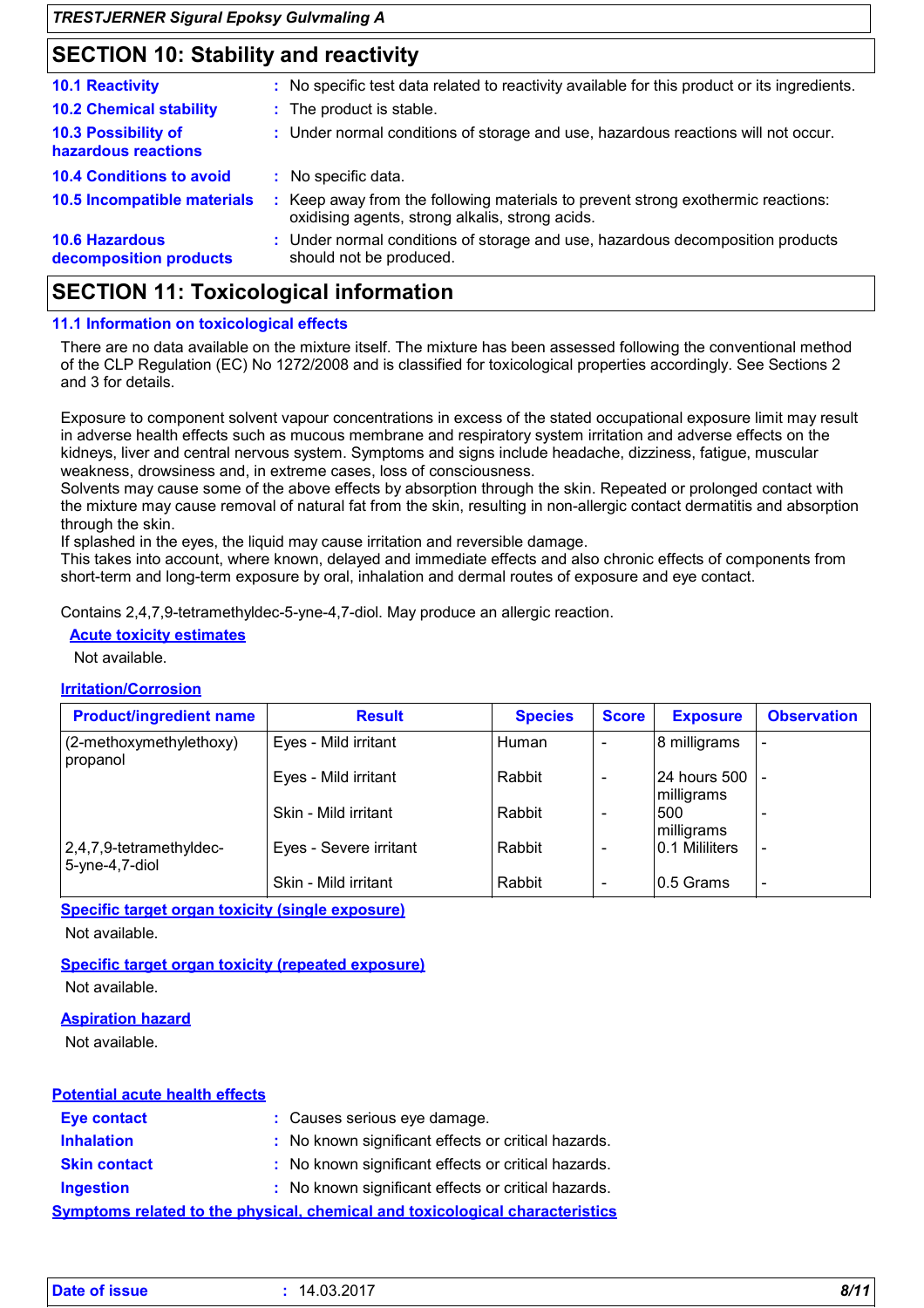## SECTION 10: Stability and reactivity

**10.1 Reactivity** : No specific test data related to reactivity available for this product or its ingredients.

**10.2 Chemical stability** : The product is stable.

**10.3 Possibility of hazardous reactions** : Under normal conditions of storage and use, hazardous reactions will not occur.

**10.4 Conditions to avoid** : No specific data.

**10.5 Incompatible materials** : Keep away from the following materials to prevent strong exothermic reactions: oxidising agents, strong alkalis, strong acids.

**10.6 Hazardous decomposition products** : Under normal conditions of storage and use, hazardous decomposition products should not be produced.

## SECTION 11: Toxicological information

### 11.1 Information on toxicological effects

There are no data available on the mixture itself. The mixture has been assessed following the conventional method of the CLP Regulation (EC) No 1272/2008 and is classified for toxicological properties accordingly. See Sections 2 and 3 for details.

Exposure to component solvent vapour concentrations in excess of the stated occupational exposure limit may result in adverse health effects such as mucous membrane and respiratory system irritation and adverse effects on the kidneys, liver and central nervous system. Symptoms and signs include headache, dizziness, fatigue, muscular weakness, drowsiness and, in extreme cases, loss of consciousness.
Solvents may cause some of the above effects by absorption through the skin. Repeated or prolonged contact with the mixture may cause removal of natural fat from the skin, resulting in non-allergic contact dermatitis and absorption through the skin.
If splashed in the eyes, the liquid may cause irritation and reversible damage.
This takes into account, where known, delayed and immediate effects and also chronic effects of components from short-term and long-term exposure by oral, inhalation and dermal routes of exposure and eye contact.

Contains 2,4,7,9-tetramethyldec-5-yne-4,7-diol. May produce an allergic reaction.

**Acute toxicity estimates**

Not available.

**Irritation/Corrosion**

| Product/ingredient name | Result | Species | Score | Exposure | Observation |
|---|---|---|---|---|---|
| (2-methoxymethylethoxy) propanol | Eyes - Mild irritant | Human | - | 8 milligrams | - |
| | Eyes - Mild irritant | Rabbit | - | 24 hours 500 milligrams | - |
| | Skin - Mild irritant | Rabbit | - | 500 milligrams | - |
| 2,4,7,9-tetramethyldec-5-yne-4,7-diol | Eyes - Severe irritant | Rabbit | - | 0.1 Mililiters | - |
| | Skin - Mild irritant | Rabbit | - | 0.5 Grams | - |

**Specific target organ toxicity (single exposure)**

Not available.

**Specific target organ toxicity (repeated exposure)**

Not available.

**Aspiration hazard**

Not available.

**Potential acute health effects**

**Eye contact** : Causes serious eye damage.

**Inhalation** : No known significant effects or critical hazards.

**Skin contact** : No known significant effects or critical hazards.

**Ingestion** : No known significant effects or critical hazards.

**Symptoms related to the physical, chemical and toxicological characteristics**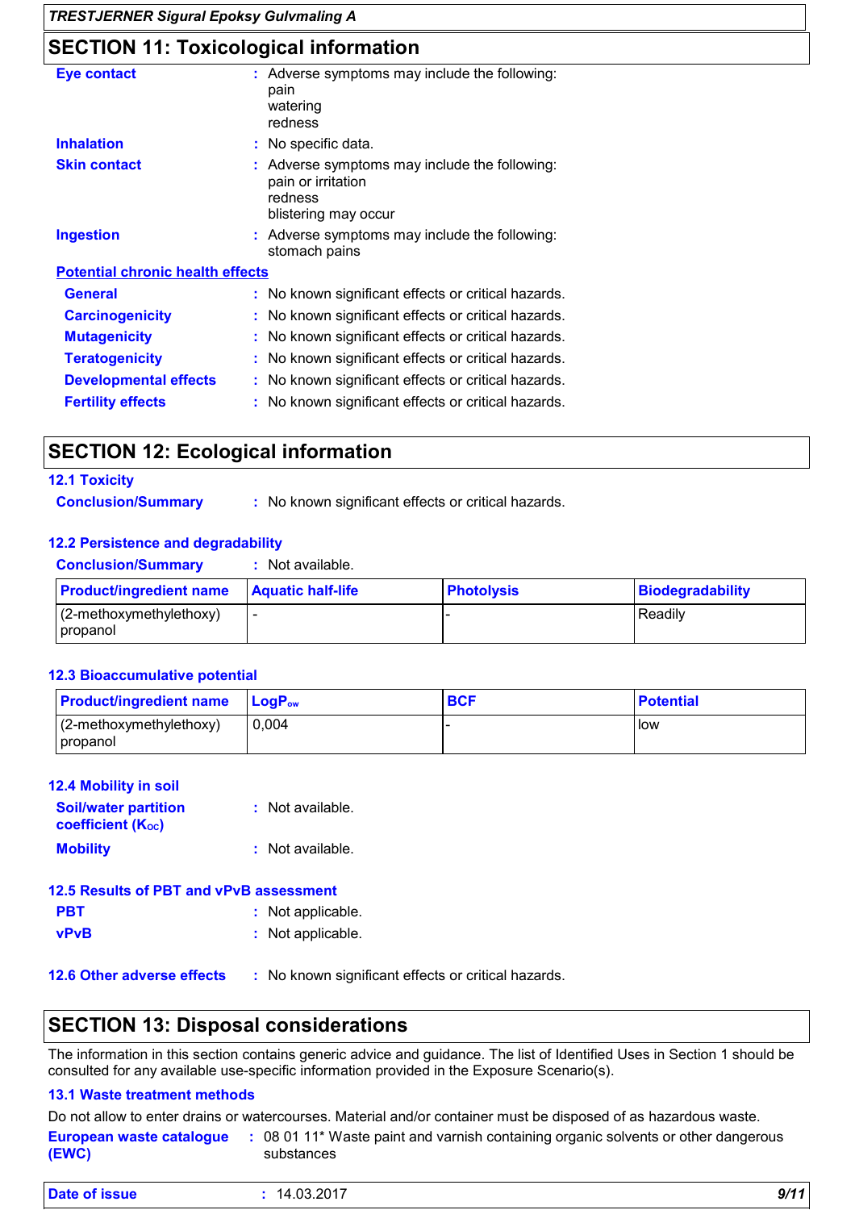## SECTION 11: Toxicological information

**Eye contact** : Adverse symptoms may include the following:
pain
watering
redness

**Inhalation** : No specific data.

**Skin contact** : Adverse symptoms may include the following:
pain or irritation
redness
blistering may occur

**Ingestion** : Adverse symptoms may include the following:
stomach pains

**Potential chronic health effects**

**General** : No known significant effects or critical hazards.

**Carcinogenicity** : No known significant effects or critical hazards.

**Mutagenicity** : No known significant effects or critical hazards.

**Teratogenicity** : No known significant effects or critical hazards.

**Developmental effects** : No known significant effects or critical hazards.

**Fertility effects** : No known significant effects or critical hazards.

## SECTION 12: Ecological information

### 12.1 Toxicity

**Conclusion/Summary** : No known significant effects or critical hazards.

### 12.2 Persistence and degradability

**Conclusion/Summary** : Not available.

| Product/ingredient name | Aquatic half-life | Photolysis | Biodegradability |
|---|---|---|---|
| (2-methoxymethylethoxy) propanol | - | - | Readily |

### 12.3 Bioaccumulative potential

| Product/ingredient name | $LogP_{ow}$ | BCF | Potential |
|---|---|---|---|
| (2-methoxymethylethoxy) propanol | 0,004 | - | low |

### 12.4 Mobility in soil

**Soil/water partition coefficient ($K_{OC}$)** : Not available.

**Mobility** : Not available.

### 12.5 Results of PBT and vPvB assessment

**PBT** : Not applicable.

**vPvB** : Not applicable.

### 12.6 Other adverse effects : No known significant effects or critical hazards.

## SECTION 13: Disposal considerations

The information in this section contains generic advice and guidance. The list of Identified Uses in Section 1 should be consulted for any available use-specific information provided in the Exposure Scenario(s).

### 13.1 Waste treatment methods

Do not allow to enter drains or watercourses. Material and/or container must be disposed of as hazardous waste.

**European waste catalogue (EWC)** : 08 01 11* Waste paint and varnish containing organic solvents or other dangerous substances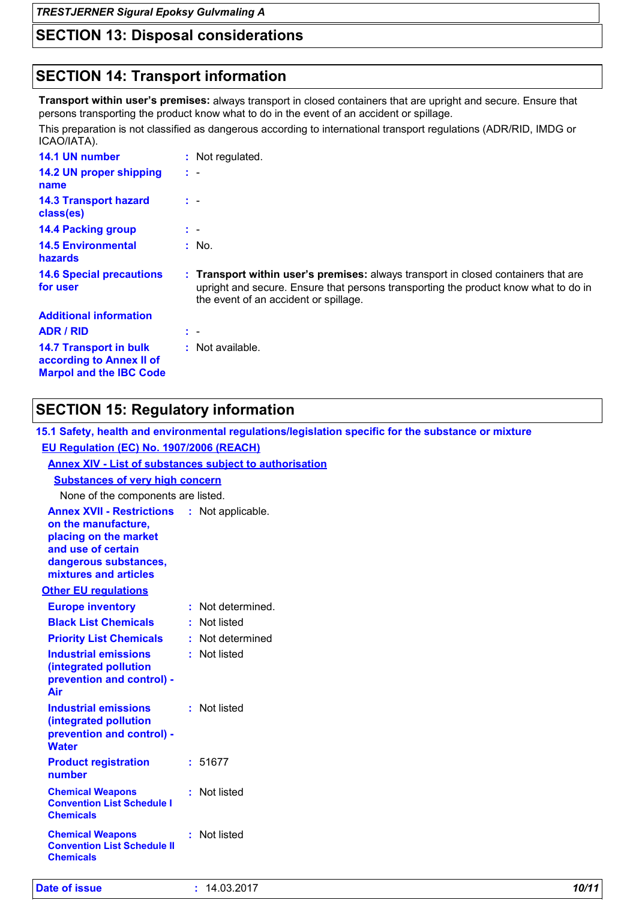## SECTION 13: Disposal considerations

## SECTION 14: Transport information

**Transport within user's premises:** always transport in closed containers that are upright and secure. Ensure that persons transporting the product know what to do in the event of an accident or spillage.

This preparation is not classified as dangerous according to international transport regulations (ADR/RID, IMDG or ICAO/IATA).

| | |
|---|---|
| **14.1 UN number** | : Not regulated. |
| **14.2 UN proper shipping name** | : - |
| **14.3 Transport hazard class(es)** | : - |
| **14.4 Packing group** | : - |
| **14.5 Environmental hazards** | : No. |
| **14.6 Special precautions for user** | : **Transport within user's premises:** always transport in closed containers that are upright and secure. Ensure that persons transporting the product know what to do in the event of an accident or spillage. |

**Additional information**

| | |
|---|---|
| **ADR / RID** | : - |
| **14.7 Transport in bulk according to Annex II of Marpol and the IBC Code** | : Not available. |

## SECTION 15: Regulatory information

### 15.1 Safety, health and environmental regulations/legislation specific for the substance or mixture

**EU Regulation (EC) No. 1907/2006 (REACH)**

**Annex XIV - List of substances subject to authorisation**

**Substances of very high concern**

None of the components are listed.

| | |
|---|---|
| **Annex XVII - Restrictions on the manufacture, placing on the market and use of certain dangerous substances, mixtures and articles** | : Not applicable. |

**Other EU regulations**

| | |
|---|---|
| **Europe inventory** | : Not determined. |
| **Black List Chemicals** | : Not listed |
| **Priority List Chemicals** | : Not determined |
| **Industrial emissions (integrated pollution prevention and control) - Air** | : Not listed |
| **Industrial emissions (integrated pollution prevention and control) - Water** | : Not listed |
| **Product registration number** | : 51677 |
| **Chemical Weapons Convention List Schedule I Chemicals** | : Not listed |
| **Chemical Weapons Convention List Schedule II Chemicals** | : Not listed |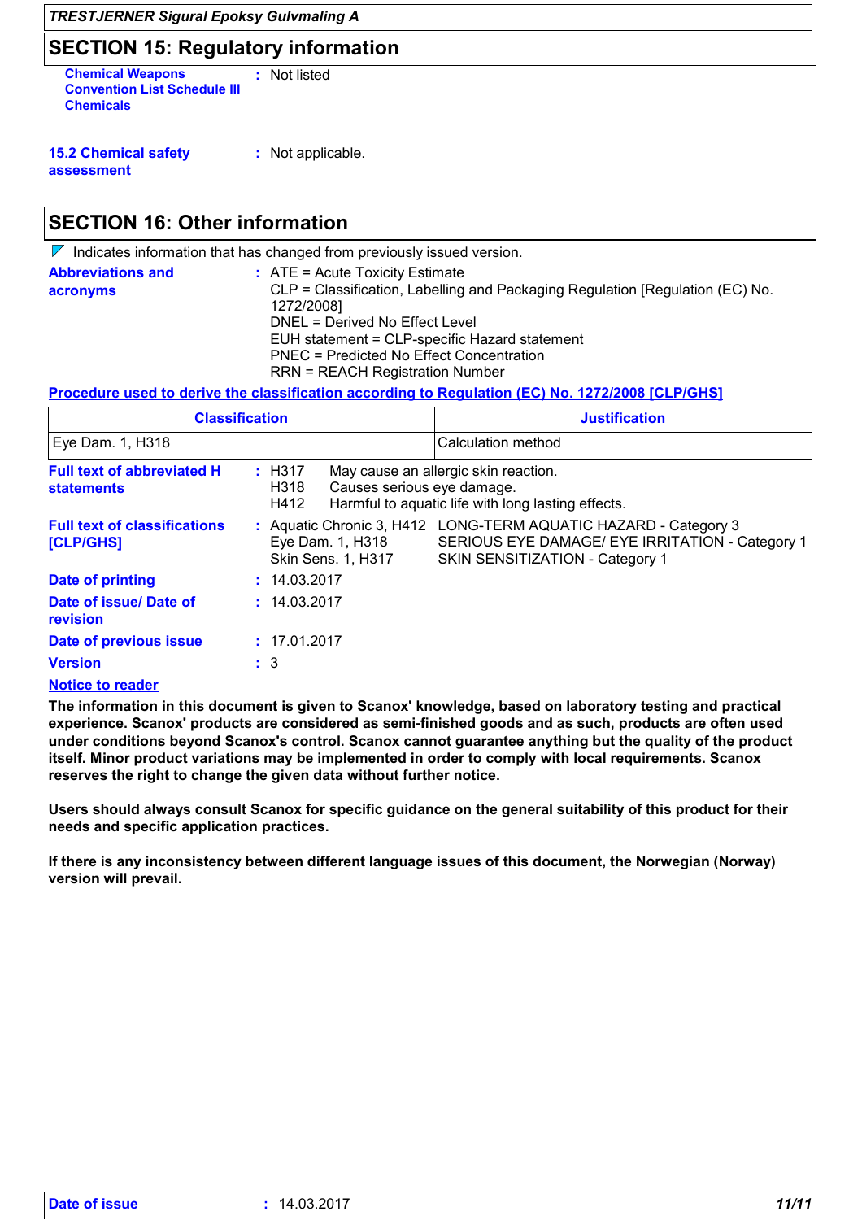## SECTION 15: Regulatory information

**Chemical Weapons Convention List Schedule III Chemicals** : Not listed

**15.2 Chemical safety assessment** : Not applicable.

## SECTION 16: Other information

Indicates information that has changed from previously issued version.

**Abbreviations and acronyms** : ATE = Acute Toxicity Estimate
CLP = Classification, Labelling and Packaging Regulation [Regulation (EC) No. 1272/2008]
DNEL = Derived No Effect Level
EUH statement = CLP-specific Hazard statement
PNEC = Predicted No Effect Concentration
RRN = REACH Registration Number

**Procedure used to derive the classification according to Regulation (EC) No. 1272/2008 [CLP/GHS]**

| Classification | Justification |
|---|---|
| Eye Dam. 1, H318 | Calculation method |

**Full text of abbreviated H statements** :

- H317 May cause an allergic skin reaction.
- H318 Causes serious eye damage.
- H412 Harmful to aquatic life with long lasting effects.

**Full text of classifications [CLP/GHS]** :

- Aquatic Chronic 3, H412 LONG-TERM AQUATIC HAZARD - Category 3
- Eye Dam. 1, H318 SERIOUS EYE DAMAGE/ EYE IRRITATION - Category 1
- Skin Sens. 1, H317 SKIN SENSITIZATION - Category 1

**Date of printing** : 14.03.2017

**Date of issue/ Date of revision** : 14.03.2017

**Date of previous issue** : 17.01.2017

**Version** : 3

**Notice to reader**

**The information in this document is given to Scanox' knowledge, based on laboratory testing and practical experience. Scanox' products are considered as semi-finished goods and as such, products are often used under conditions beyond Scanox's control. Scanox cannot guarantee anything but the quality of the product itself. Minor product variations may be implemented in order to comply with local requirements. Scanox reserves the right to change the given data without further notice.**

**Users should always consult Scanox for specific guidance on the general suitability of this product for their needs and specific application practices.**

**If there is any inconsistency between different language issues of this document, the Norwegian (Norway) version will prevail.**